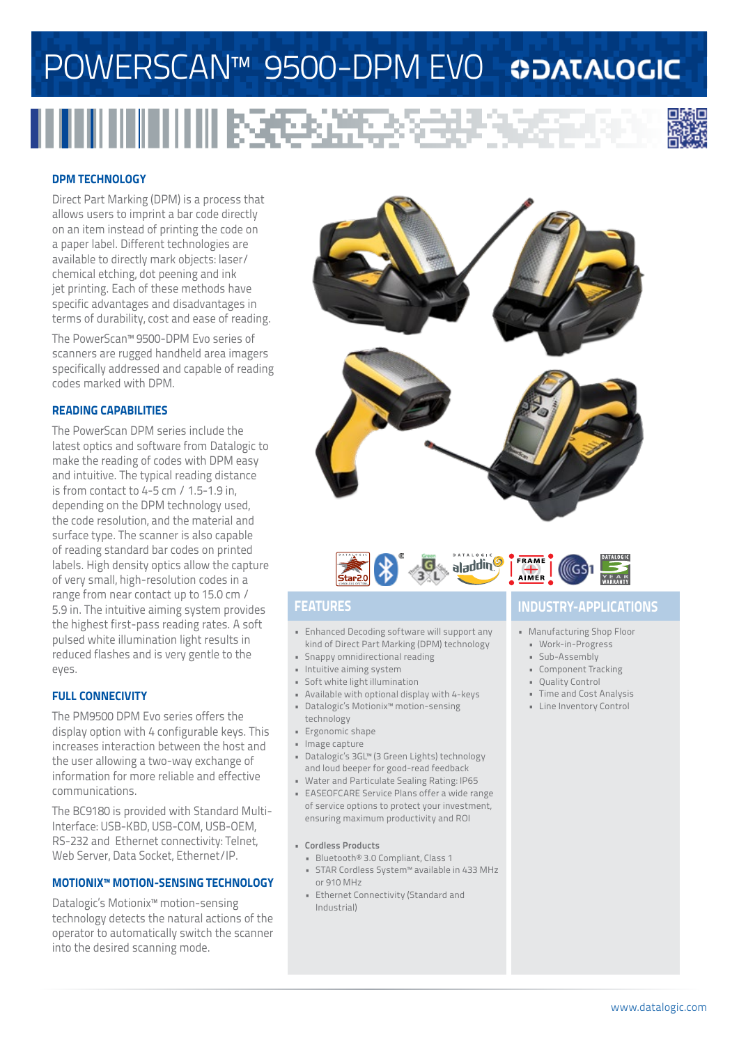# POWERSCAN™ 9500-DPM EVO

## DPM TECHNOLOGY

Direct Part Marking (DPM) is a process that allows users to imprint a bar code directly on an item instead of printing the code on a paper label. Different technologies are available to directly mark objects: laser/ chemical etching, dot peening and ink jet printing. Each of these methods have specific advantages and disadvantages in terms of durability, cost and ease of reading.

The PowerScan™ 9500-DPM Evo series of scanners are rugged handheld area imagers specifically addressed and capable of reading codes marked with DPM.

## READING CAPABILITIES

The PowerScan DPM series include the latest optics and software from Datalogic to make the reading of codes with DPM easy and intuitive. The typical reading distance is from contact to 4-5 cm / 1.5-1.9 in, depending on the DPM technology used, the code resolution, and the material and surface type. The scanner is also capable of reading standard bar codes on printed labels. High density optics allow the capture of very small, high-resolution codes in a range from near contact up to 15.0 cm / 5.9 in. The intuitive aiming system provides the highest first-pass reading rates. A soft pulsed white illumination light results in reduced flashes and is very gentle to the eyes.

## FULL CONNECIVITY

The PM9500 DPM Evo series offers the display option with 4 configurable keys. This increases interaction between the host and the user allowing a two-way exchange of information for more reliable and effective communications.

The BC9180 is provided with Standard Multi-Interface: USB-KBD, USB-COM, USB-OEM, RS-232 and Ethernet connectivity: Telnet, Web Server, Data Socket, Ethernet/IP.

## MOTIONIX™ MOTION-SENSING TECHNOLOGY

Datalogic's Motionix™ motion-sensing technology detects the natural actions of the operator to automatically switch the scanner into the desired scanning mode.

## FEATURES

- Enhanced Decoding software will support any kind of Direct Part Marking (DPM) technology
- Snappy omnidirectional reading
- Intuitive aiming system
- Soft white light illumination
- Available with optional display with 4-keys
- Datalogic's Motionix™ motion-sensing technology
- Ergonomic shape
- Image capture
- Datalogic's 3GL™ (3 Green Lights) technology and loud beeper for good-read feedback
- Water and Particulate Sealing Rating: IP65
- EASEOFCARE Service Plans offer a wide range of service options to protect your investment, ensuring maximum productivity and ROI

- **Cordless Products**
  - Bluetooth® 3.0 Compliant, Class 1
  - STAR Cordless System™ available in 433 MHz or 910 MHz
  - Ethernet Connectivity (Standard and Industrial)

## INDUSTRY-APPLICATIONS

- Manufacturing Shop Floor
  - Work-in-Progress
  - Sub-Assembly
  - Component Tracking
  - Quality Control
  - Time and Cost Analysis
  - Line Inventory Control

www.datalogic.com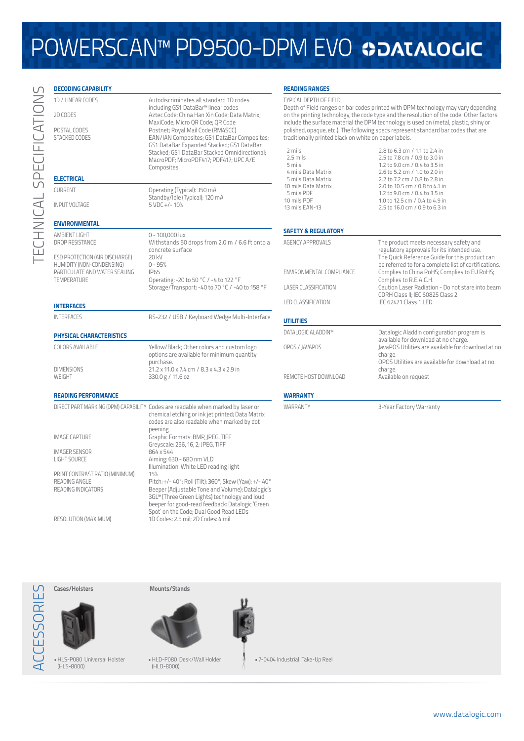# POWERSCAN™ PD9500-DPM EVO DATALOGIC

## TECHNICAL SPECIFICATIONS

### DECODING CAPABILITY

| | |
|---|---|
| 1D / LINEAR CODES | Autodiscriminates all standard 1D codes including GS1 DataBar™ linear codes |
| 2D CODES | Aztec Code; China Han Xin Code; Data Matrix; MaxiCode; Micro QR Code; QR Code |
| POSTAL CODES | Postnet; Royal Mail Code (RM4SCC) |
| STACKED CODES | EAN/JAN Composites; GS1 DataBar Composites; GS1 DataBar Expanded Stacked; GS1 DataBar Stacked; GS1 DataBar Stacked Omnidirectional; MacroPDF; MicroPDF417; PDF417; UPC A/E Composites |

### ELECTRICAL

| | |
|---|---|
| CURRENT | Operating (Typical): 350 mA<br>Standby/Idle (Typical): 120 mA |
| INPUT VOLTAGE | 5 VDC +/- 10% |

### ENVIRONMENTAL

| | |
|---|---|
| AMBIENT LIGHT | 0 - 100,000 lux |
| DROP RESISTANCE | Withstands 50 drops from 2.0 m / 6.6 ft onto a concrete surface |
| ESD PROTECTION (AIR DISCHARGE) | 20 kV |
| HUMIDITY (NON-CONDENSING) | 0 - 95% |
| PARTICULATE AND WATER SEALING | IP65 |
| TEMPERATURE | Operating: -20 to 50 °C / -4 to 122 °F<br>Storage/Transport: -40 to 70 °C / -40 to 158 °F |

### INTERFACES

| | |
|---|---|
| INTERFACES | RS-232 / USB / Keyboard Wedge Multi-Interface |

### PHYSICAL CHARACTERISTICS

| | |
|---|---|
| COLORS AVAILABLE | Yellow/Black; Other colors and custom logo options are available for minimum quantity purchase. |
| DIMENSIONS | 21.2 x 11.0 x 7.4 cm / 8.3 x 4.3 x 2.9 in |
| WEIGHT | 330.0 g / 11.6 oz |

### READING PERFORMANCE

| | |
|---|---|
| DIRECT PART MARKING (DPM) CAPABILITY | Codes are readable when marked by laser or chemical etching or ink jet printed; Data Matrix codes are also readable when marked by dot peening |
| IMAGE CAPTURE | Graphic Formats: BMP, JPEG, TIFF<br>Greyscale: 256, 16, 2; JPEG, TIFF |
| IMAGER SENSOR | 864 x 544 |
| LIGHT SOURCE | Aiming: 630 - 680 nm VLD<br>Illumination: White LED reading light |
| PRINT CONTRAST RATIO (MINIMUM) | 15% |
| READING ANGLE | Pitch: +/- 40°; Roll (Tilt): 360°; Skew (Yaw): +/- 40° |
| READING INDICATORS | Beeper (Adjustable Tone and Volume); Datalogic's 3GL™ (Three Green Lights) technology and loud beeper for good-read feedback; Datalogic 'Green Spot' on the Code; Dual Good Read LEDs |
| RESOLUTION (MAXIMUM) | 1D Codes: 2.5 mil; 2D Codes: 4 mil |

### READING RANGES

TYPICAL DEPTH OF FIELD

Depth of Field ranges on bar codes printed with DPM technology may vary depending on the printing technology, the code type and the resolution of the code. Other factors include the surface material the DPM technology is used on (metal, plastic, shiny or polished, opaque, etc.). The following specs represent standard bar codes that are traditionally printed black on white on paper labels.

| | |
|---|---|
| 2 mils | 2.8 to 6.3 cm / 1.1 to 2.4 in |
| 2.5 mils | 2.5 to 7.8 cm / 0.9 to 3.0 in |
| 5 mils | 1.2 to 9.0 cm / 0.4 to 3.5 in |
| 4 mils Data Matrix | 2.6 to 5.2 cm / 1.0 to 2.0 in |
| 5 mils Data Matrix | 2.2 to 7.2 cm / 0.8 to 2.8 in |
| 10 mils Data Matrix | 2.0 to 10.5 cm / 0.8 to 4.1 in |
| 5 mils PDF | 1.2 to 9.0 cm / 0.4 to 3.5 in |
| 10 mils PDF | 1.0 to 12.5 cm / 0.4 to 4.9 in |
| 13 mils EAN-13 | 2.5 to 16.0 cm / 0.9 to 6.3 in |

### SAFETY & REGULATORY

| | |
|---|---|
| AGENCY APPROVALS | The product meets necessary safety and regulatory approvals for its intended use.<br>The Quick Reference Guide for this product can be referred to for a complete list of certifications. |
| ENVIRONMENTAL COMPLIANCE | Complies to China RoHS; Complies to EU RoHS; Complies to R.E.A.C.H. |
| LASER CLASSIFICATION | Caution Laser Radiation - Do not stare into beam CDRH Class II; IEC 60825 Class 2 |
| LED CLASSIFICATION | IEC 62471 Class 1 LED |

### UTILITIES

| | |
|---|---|
| DATALOGIC ALADDIN™ | Datalogic Aladdin configuration program is available for download at no charge. |
| OPOS / JAVAPOS | JavaPOS Utilities are available for download at no charge.<br>OPOS Utilities are available for download at no charge. |
| REMOTE HOST DOWNLOAD | Available on request |

### WARRANTY

| | |
|---|---|
| WARRANTY | 3-Year Factory Warranty |

## ACCESSORIES

**Cases/Holsters**

- HLS-P080 Universal Holster (HLS-8000)

**Mounts/Stands**

- HLD-P080 Desk/Wall Holder (HLD-8000)
- 7-0404 Industrial Take-Up Reel

www.datalogic.com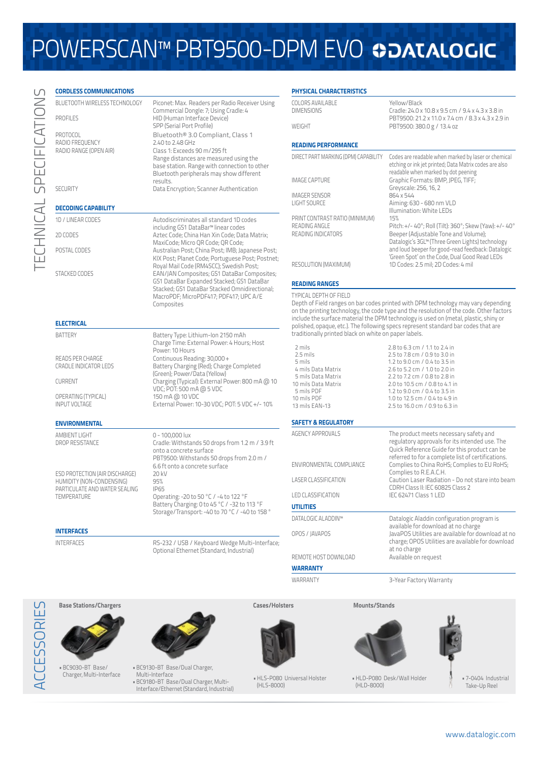# POWERSCAN™ PBT9500-DPM EVO

## TECHNICAL SPECIFICATIONS

### CORDLESS COMMUNICATIONS

| | |
|---|---|
| BLUETOOTH WIRELESS TECHNOLOGY | Piconet: Max. Readers per Radio Receiver Using Commercial Dongle: 7; Using Cradle: 4 |
| PROFILES | HID (Human Interface Device) SPP (Serial Port Profile) |
| PROTOCOL | Bluetooth® 3.0 Compliant, Class 1 |
| RADIO FREQUENCY | 2.40 to 2.48 GHz |
| RADIO RANGE (OPEN AIR) | Class 1: Exceeds 90 m/295 ft Range distances are measured using the base station. Range with connection to other Bluetooth peripherals may show different results. |
| SECURITY | Data Encryption; Scanner Authentication |

### DECODING CAPABILITY

| | |
|---|---|
| 1D / LINEAR CODES | Autodiscriminates all standard 1D codes including GS1 DataBar™ linear codes |
| 2D CODES | Aztec Code; China Han Xin Code; Data Matrix; MaxiCode; Micro QR Code; QR Code; |
| POSTAL CODES | Australian Post; China Post; IMB; Japanese Post; KIX Post; Planet Code; Portuguese Post; Postnet; Royal Mail Code (RM4SCC); Swedish Post; |
| STACKED CODES | EAN/JAN Composites; GS1 DataBar Composites; GS1 DataBar Expanded Stacked; GS1 DataBar Stacked; GS1 DataBar Stacked Omnidirectional; MacroPDF; MicroPDF417; PDF417; UPC A/E Composites |

### ELECTRICAL

| | |
|---|---|
| BATTERY | Battery Type: Lithium-Ion 2150 mAh Charge Time: External Power: 4 Hours; Host Power: 10 Hours |
| READS PER CHARGE | Continuous Reading: 30,000+ |
| CRADLE INDICATOR LEDS | Battery Charging (Red); Charge Completed (Green); Power/Data (Yellow) |
| CURRENT | Charging (Typical): External Power: 800 mA @ 10 VDC; POT: 500 mA @ 5 VDC |
| OPERATING (TYPICAL) | 150 mA @ 10 VDC |
| INPUT VOLTAGE | External Power: 10-30 VDC; POT: 5 VDC +/- 10% |

### ENVIRONMENTAL

| | |
|---|---|
| AMBIENT LIGHT | 0 - 100,000 lux |
| DROP RESISTANCE | Cradle: Withstands 50 drops from 1.2 m / 3.9 ft onto a concrete surface PBT9500: Withstands 50 drops from 2.0 m / 6.6 ft onto a concrete surface |
| ESD PROTECTION (AIR DISCHARGE) | 20 kV |
| HUMIDITY (NON-CONDENSING) | 95% |
| PARTICULATE AND WATER SEALING | IP65 |
| TEMPERATURE | Operating: -20 to 50 °C / -4 to 122 °F Battery Charging: 0 to 45 °C / -32 to 113 °F Storage/Transport: -40 to 70 °C / -40 to 158 ° |

### INTERFACES

| | |
|---|---|
| INTERFACES | RS-232 / USB / Keyboard Wedge Multi-Interface; Optional Ethernet (Standard, Industrial) |

### PHYSICAL CHARACTERISTICS

| | |
|---|---|
| COLORS AVAILABLE | Yellow/Black |
| DIMENSIONS | Cradle: 24.0 x 10.8 x 9.5 cm / 9.4 x 4.3 x 3.8 in PBT9500: 21.2 x 11.0 x 7.4 cm / 8.3 x 4.3 x 2.9 in |
| WEIGHT | PBT9500: 380.0 g / 13.4 oz |

### READING PERFORMANCE

| | |
|---|---|
| DIRECT PART MARKING (DPM) CAPABILITY | Codes are readable when marked by laser or chemical etching or ink jet printed; Data Matrix codes are also readable when marked by dot peening |
| IMAGE CAPTURE | Graphic Formats: BMP, JPEG, TIFF; Greyscale: 256, 16, 2 |
| IMAGER SENSOR | 864 x 544 |
| LIGHT SOURCE | Aiming: 630 - 680 nm VLD Illumination: White LEDs |
| PRINT CONTRAST RATIO (MINIMUM) | 15% |
| READING ANGLE | Pitch: +/- 40°; Roll (Tilt): 360°; Skew (Yaw): +/- 40° |
| READING INDICATORS | Beeper (Adjustable Tone and Volume); Datalogic's 3GL™ (Three Green Lights) technology and loud beeper for good-read feedback; Datalogic 'Green Spot' on the Code, Dual Good Read LEDs |
| RESOLUTION (MAXIMUM) | 1D Codes: 2.5 mil; 2D Codes: 4 mil |

### READING RANGES

TYPICAL DEPTH OF FIELD

Depth of Field ranges on bar codes printed with DPM technology may vary depending on the printing technology, the code type and the resolution of the code. Other factors include the surface material the DPM technology is used on (metal, plastic, shiny or polished, opaque, etc.). The following specs represent standard bar codes that are traditionally printed black on white on paper labels.

| | |
|---|---|
| 2 mils | 2.8 to 6.3 cm / 1.1 to 2.4 in |
| 2.5 mils | 2.5 to 7.8 cm / 0.9 to 3.0 in |
| 5 mils | 1.2 to 9.0 cm / 0.4 to 3.5 in |
| 4 mils Data Matrix | 2.6 to 5.2 cm / 1.0 to 2.0 in |
| 5 mils Data Matrix | 2.2 to 7.2 cm / 0.8 to 2.8 in |
| 10 mils Data Matrix | 2.0 to 10.5 cm / 0.8 to 4.1 in |
| 5 mils PDF | 1.2 to 9.0 cm / 0.4 to 3.5 in |
| 10 mils PDF | 1.0 to 12.5 cm / 0.4 to 4.9 in |
| 13 mils EAN-13 | 2.5 to 16.0 cm / 0.9 to 6.3 in |

### SAFETY & REGULATORY

| | |
|---|---|
| AGENCY APPROVALS | The product meets necessary safety and regulatory approvals for its intended use. The Quick Reference Guide for this product can be referred to for a complete list of certifications. |
| ENVIRONMENTAL COMPLIANCE | Complies to China RoHS; Complies to EU RoHS; Complies to R.E.A.C.H. |
| LASER CLASSIFICATION | Caution Laser Radiation - Do not stare into beam CDRH Class II; IEC 60825 Class 2 |
| LED CLASSIFICATION | IEC 62471 Class 1 LED |

### UTILITIES

| | |
|---|---|
| DATALOGIC ALADDIN™ | Datalogic Aladdin configuration program is available for download at no charge |
| OPOS / JAVAPOS | JavaPOS Utilities are available for download at no charge; OPOS Utilities are available for download at no charge |
| REMOTE HOST DOWNLOAD | Available on request |

### WARRANTY

| | |
|---|---|
| WARRANTY | 3-Year Factory Warranty |

## ACCESSORIES

**Base Stations/Chargers**

- BC9030-BT Base/Charger, Multi-Interface
- BC9130-BT Base/Dual Charger, Multi-Interface
- BC9180-BT Base/Dual Charger, Multi-Interface/Ethernet (Standard, Industrial)

**Cases/Holsters**

- HLS-P080 Universal Holster (HLS-8000)

**Mounts/Stands**

- HLD-P080 Desk/Wall Holder (HLD-8000)
- 7-0404 Industrial Take-Up Reel

www.datalogic.com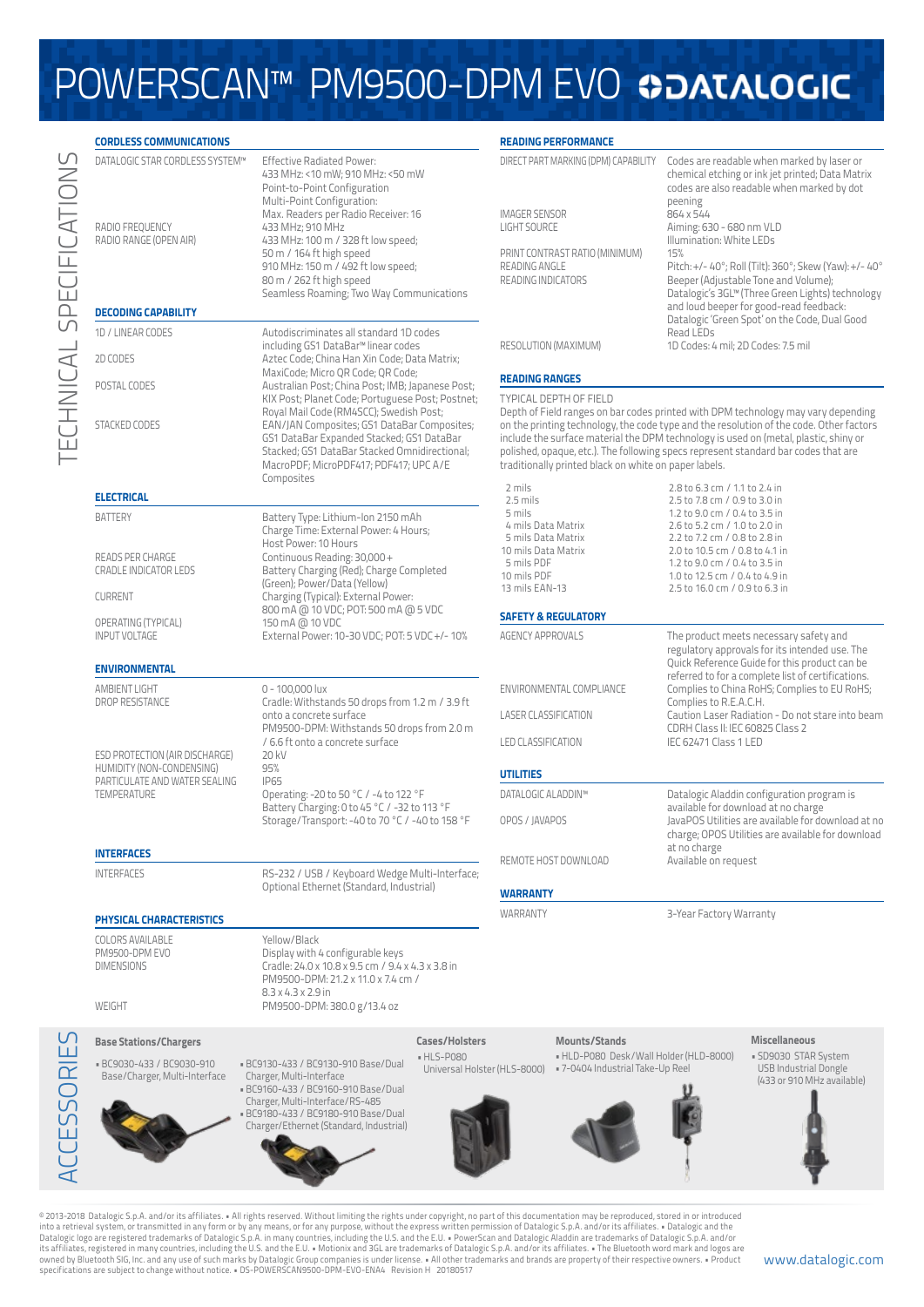／# POWERSCAN™ PM9500-DPM EVO

## TECHNICAL SPECIFICATIONS

### CORDLESS COMMUNICATIONS

| | |
|---|---|
| DATALOGIC STAR CORDLESS SYSTEM™ | Effective Radiated Power: 433 MHz: <10 mW; 910 MHz: <50 mW Point-to-Point Configuration Multi-Point Configuration: Max. Readers per Radio Receiver: 16 |
| RADIO FREQUENCY | 433 MHz; 910 MHz |
| RADIO RANGE (OPEN AIR) | 433 MHz: 100 m / 328 ft low speed; 50 m / 164 ft high speed 910 MHz: 150 m / 492 ft low speed; 80 m / 262 ft high speed Seamless Roaming; Two Way Communications |

### DECODING CAPABILITY

| | |
|---|---|
| 1D / LINEAR CODES | Autodiscriminates all standard 1D codes including GS1 DataBar™ linear codes |
| 2D CODES | Aztec Code; China Han Xin Code; Data Matrix; MaxiCode; Micro QR Code; QR Code; |
| POSTAL CODES | Australian Post; China Post; IMB; Japanese Post; KIX Post; Planet Code; Portuguese Post; Postnet; Royal Mail Code (RM4SCC); Swedish Post; |
| STACKED CODES | EAN/JAN Composites; GS1 DataBar Composites; GS1 DataBar Expanded Stacked; GS1 DataBar Stacked; GS1 DataBar Stacked Omnidirectional; MacroPDF; MicroPDF417; PDF417; UPC A/E Composites |

### ELECTRICAL

| | |
|---|---|
| BATTERY | Battery Type: Lithium-Ion 2150 mAh Charge Time: External Power: 4 Hours; Host Power: 10 Hours |
| READS PER CHARGE | Continuous Reading: 30,000 + |
| CRADLE INDICATOR LEDS | Battery Charging (Red); Charge Completed (Green); Power/Data (Yellow) |
| CURRENT | Charging (Typical): External Power: 800 mA @ 10 VDC; POT: 500 mA @ 5 VDC |
| OPERATING (TYPICAL) | 150 mA @ 10 VDC |
| INPUT VOLTAGE | External Power: 10-30 VDC; POT: 5 VDC +/- 10% |

### ENVIRONMENTAL

| | |
|---|---|
| AMBIENT LIGHT | 0 - 100,000 lux |
| DROP RESISTANCE | Cradle: Withstands 50 drops from 1.2 m / 3.9 ft onto a concrete surface PM9500-DPM: Withstands 50 drops from 2.0 m / 6.6 ft onto a concrete surface |
| ESD PROTECTION (AIR DISCHARGE) | 20 kV |
| HUMIDITY (NON-CONDENSING) | 95% |
| PARTICULATE AND WATER SEALING | IP65 |
| TEMPERATURE | Operating: -20 to 50 °C / -4 to 122 °F Battery Charging: 0 to 45 °C / -32 to 113 °F Storage/Transport: -40 to 70 °C / -40 to 158 °F |

### INTERFACES

| | |
|---|---|
| INTERFACES | RS-232 / USB / Keyboard Wedge Multi-Interface; Optional Ethernet (Standard, Industrial) |

### PHYSICAL CHARACTERISTICS

| | |
|---|---|
| COLORS AVAILABLE | Yellow/Black |
| PM9500-DPM EVO | Display with 4 configurable keys |
| DIMENSIONS | Cradle: 24.0 x 10.8 x 9.5 cm / 9.4 x 4.3 x 3.8 in PM9500-DPM: 21.2 x 11.0 x 7.4 cm / 8.3 x 4.3 x 2.9 in |
| WEIGHT | PM9500-DPM: 380.0 g/13.4 oz |

### READING PERFORMANCE

| | |
|---|---|
| DIRECT PART MARKING (DPM) CAPABILITY | Codes are readable when marked by laser or chemical etching or ink jet printed; Data Matrix codes are also readable when marked by dot peening |
| IMAGER SENSOR | 864 x 544 |
| LIGHT SOURCE | Aiming: 630 - 680 nm VLD Illumination: White LEDs |
| PRINT CONTRAST RATIO (MINIMUM) | 15% |
| READING ANGLE | Pitch: +/- 40°; Roll (Tilt): 360°; Skew (Yaw): +/- 40° |
| READING INDICATORS | Beeper (Adjustable Tone and Volume); Datalogic's 3GL™ (Three Green Lights) technology and loud beeper for good-read feedback: Datalogic 'Green Spot' on the Code, Dual Good Read LEDs |
| RESOLUTION (MAXIMUM) | 1D Codes: 4 mil; 2D Codes: 7.5 mil |

### READING RANGES

TYPICAL DEPTH OF FIELD

Depth of Field ranges on bar codes printed with DPM technology may vary depending on the printing technology, the code type and the resolution of the code. Other factors include the surface material the DPM technology is used on (metal, plastic, shiny or polished, opaque, etc.). The following specs represent standard bar codes that are traditionally printed black on white on paper labels.

| | |
|---|---|
| 2 mils | 2.8 to 6.3 cm / 1.1 to 2.4 in |
| 2.5 mils | 2.5 to 7.8 cm / 0.9 to 3.0 in |
| 5 mils | 1.2 to 9.0 cm / 0.4 to 3.5 in |
| 4 mils Data Matrix | 2.6 to 5.2 cm / 1.0 to 2.0 in |
| 5 mils Data Matrix | 2.2 to 7.2 cm / 0.8 to 2.8 in |
| 10 mils Data Matrix | 2.0 to 10.5 cm / 0.8 to 4.1 in |
| 5 mils PDF | 1.2 to 9.0 cm / 0.4 to 3.5 in |
| 10 mils PDF | 1.0 to 12.5 cm / 0.4 to 4.9 in |
| 13 mils EAN-13 | 2.5 to 16.0 cm / 0.9 to 6.3 in |

### SAFETY & REGULATORY

| | |
|---|---|
| AGENCY APPROVALS | The product meets necessary safety and regulatory approvals for its intended use. The Quick Reference Guide for this product can be referred to for a complete list of certifications. |
| ENVIRONMENTAL COMPLIANCE | Complies to China RoHS; Complies to EU RoHS; Complies to R.E.A.C.H. |
| LASER CLASSIFICATION | Caution Laser Radiation - Do not stare into beam CDRH Class II; IEC 60825 Class 2 |
| LED CLASSIFICATION | IEC 62471 Class 1 LED |

### UTILITIES

| | |
|---|---|
| DATALOGIC ALADDIN™ | Datalogic Aladdin configuration program is available for download at no charge |
| OPOS / JAVAPOS | JavaPOS Utilities are available for download at no charge; OPOS Utilities are available for download at no charge |
| REMOTE HOST DOWNLOAD | Available on request |

### WARRANTY

| | |
|---|---|
| WARRANTY | 3-Year Factory Warranty |

## ACCESSORIES

**Base Stations/Chargers**

- BC9030-433 / BC9030-910 Base/Charger, Multi-Interface
- BC9130-433 / BC9130-910 Base/Dual Charger, Multi-Interface
- BC9160-433 / BC9160-910 Base/Dual Charger, Multi-Interface/RS-485
- BC9180-433 / BC9180-910 Base/Dual Charger/Ethernet (Standard, Industrial)

**Cases/Holsters**

- HLS-P080 Universal Holster (HLS-8000)

**Mounts/Stands**

- HLD-P080 Desk/Wall Holder (HLD-8000)
- 7-0404 Industrial Take-Up Reel

**Miscellaneous**

- SD9030 STAR System USB Industrial Dongle (433 or 910 MHz available)

© 2013-2018 Datalogic S.p.A. and/or its affiliates. • All rights reserved. Without limiting the rights under copyright, no part of this documentation may be reproduced, stored in or introduced into a retrieval system, or transmitted in any form or by any means, or for any purpose, without the express written permission of Datalogic S.p.A. and/or its affiliates. • Datalogic and the Datalogic logo are registered trademarks of Datalogic S.p.A. in many countries, including the U.S. and the E.U. • PowerScan and Datalogic Aladdin are trademarks of Datalogic S.p.A. and/or its affiliates, registered in many countries, including the U.S. and the E.U. • Motionix and 3GL are trademarks of Datalogic S.p.A. and/or its affiliates. • The Bluetooth word mark and logos are owned by Bluetooth SIG, Inc. and any use of such marks by Datalogic Group companies is under license. • All other trademarks and brands are property of their respective owners. • Product specifications are subject to change without notice. • DS-POWERSCAN9500-DPM-EVO-ENA4 Revision H 20180517

www.datalogic.com